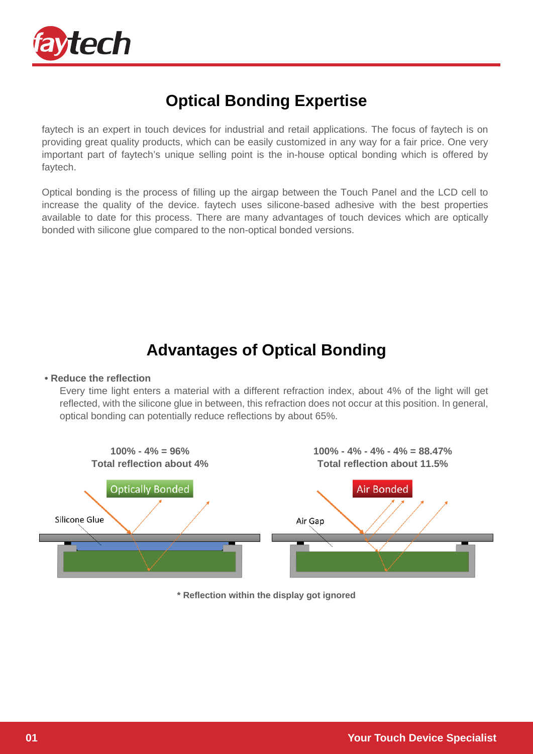# Optical Bonding Expertise

faytech is an expert in touch devices for industrial and retail applications. The focus of faytech is on providing great quality products, which can be easily customized in any way for a fair price. One very important part of faytech's unique selling point is the in-house optical bonding which is offered by faytech.

Optical bonding is the process of filling up the airgap between the Touch Panel and the LCD cell to increase the quality of the device. faytech uses silicone-based adhesive with the best properties available to date for this process. There are many advantages of touch devices which are optically bonded with silicone glue compared to the non-optical bonded versions.

## Advantages of Optical Bonding

- **Reduce the reflection**

  Every time light enters a material with a different refraction index, about 4% of the light will get reflected, with the silicone glue in between, this refraction does not occur at this position. In general, optical bonding can potentially reduce reflections by about 65%.

**100% - 4% = 96%**
**Total reflection about 4%**

Optically Bonded

Silicone Glue

**100% - 4% - 4% - 4% = 88.47%**
**Total reflection about 11.5%**

Air Bonded

Air Gap

**\* Reflection within the display got ignored**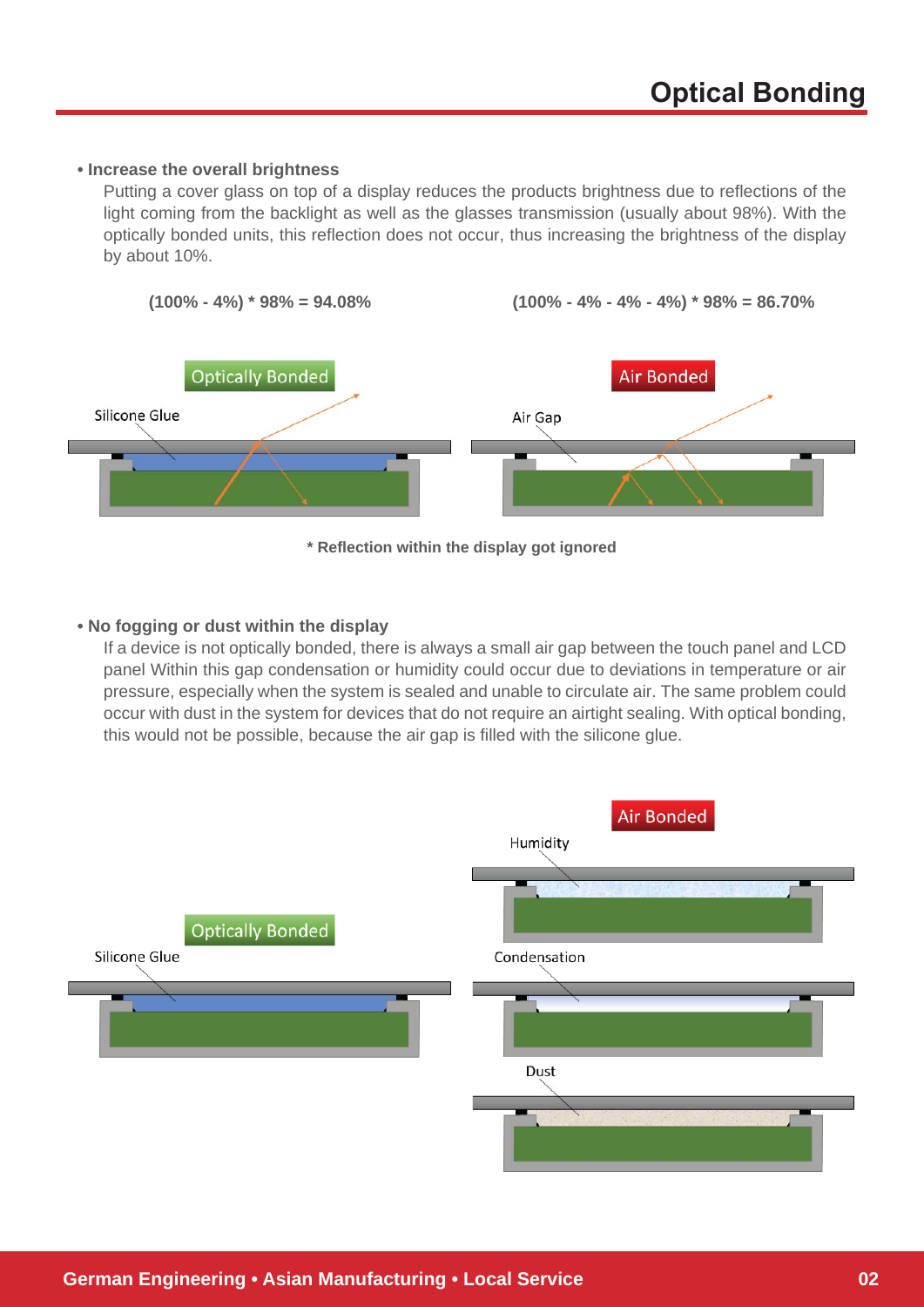# Optical Bonding

**• Increase the overall brightness**

Putting a cover glass on top of a display reduces the products brightness due to reflections of the light coming from the backlight as well as the glasses transmission (usually about 98%). With the optically bonded units, this reflection does not occur, thus increasing the brightness of the display by about 10%.

**(100% - 4%) * 98% = 94.08%**

**(100% - 4% - 4% - 4%) * 98% = 86.70%**

Optically Bonded

Silicone Glue

Air Bonded

Air Gap

**\* Reflection within the display got ignored**

**• No fogging or dust within the display**

If a device is not optically bonded, there is always a small air gap between the touch panel and LCD panel Within this gap condensation or humidity could occur due to deviations in temperature or air pressure, especially when the system is sealed and unable to circulate air. The same problem could occur with dust in the system for devices that do not require an airtight sealing. With optical bonding, this would not be possible, because the air gap is filled with the silicone glue.

Optically Bonded

Silicone Glue

Air Bonded

Humidity

Condensation

Dust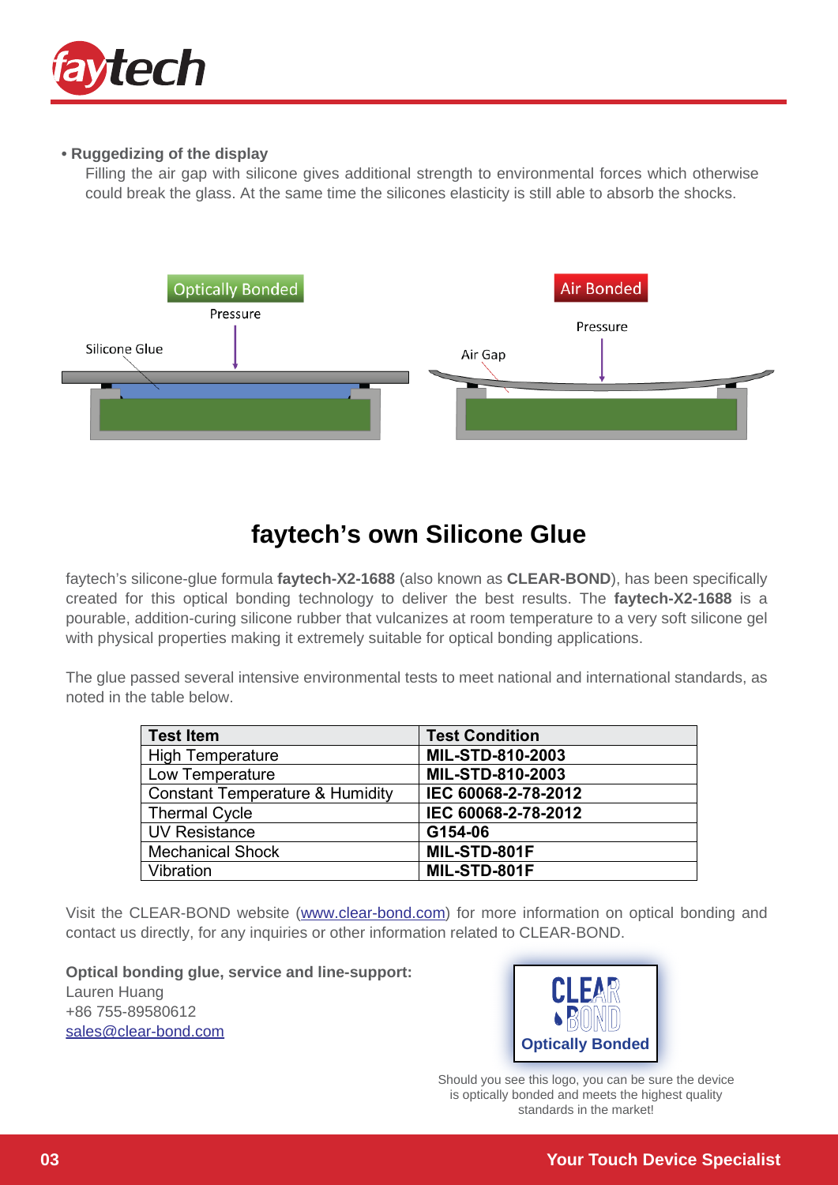**• Ruggedizing of the display**

Filling the air gap with silicone gives additional strength to environmental forces which otherwise could break the glass. At the same time the silicones elasticity is still able to absorb the shocks.

Optically Bonded

Pressure

Silicone Glue

Air Bonded

Pressure

Air Gap

## faytech's own Silicone Glue

faytech's silicone-glue formula **faytech-X2-1688** (also known as **CLEAR-BOND**), has been specifically created for this optical bonding technology to deliver the best results. The **faytech-X2-1688** is a pourable, addition-curing silicone rubber that vulcanizes at room temperature to a very soft silicone gel with physical properties making it extremely suitable for optical bonding applications.

The glue passed several intensive environmental tests to meet national and international standards, as noted in the table below.

| Test Item | Test Condition |
|---|---|
| High Temperature | **MIL-STD-810-2003** |
| Low Temperature | **MIL-STD-810-2003** |
| Constant Temperature & Humidity | **IEC 60068-2-78-2012** |
| Thermal Cycle | **IEC 60068-2-78-2012** |
| UV Resistance | **G154-06** |
| Mechanical Shock | **MIL-STD-801F** |
| Vibration | **MIL-STD-801F** |

Visit the CLEAR-BOND website (www.clear-bond.com) for more information on optical bonding and contact us directly, for any inquiries or other information related to CLEAR-BOND.

**Optical bonding glue, service and line-support:**
Lauren Huang
+86 755-89580612
sales@clear-bond.com

CLEAR BOND
**Optically Bonded**

Should you see this logo, you can be sure the device is optically bonded and meets the highest quality standards in the market!